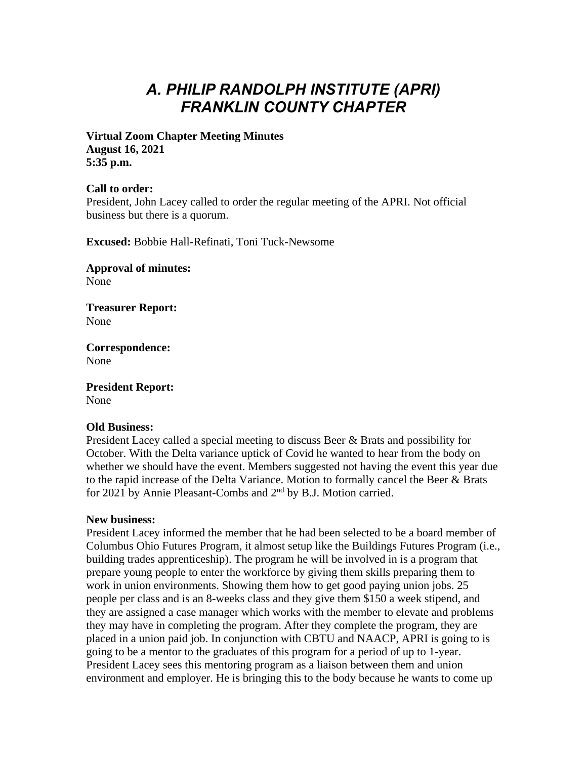# *A. PHILIP RANDOLPH INSTITUTE (APRI)*
# *FRANKLIN COUNTY CHAPTER*

**Virtual Zoom Chapter Meeting Minutes**
**August 16, 2021**
**5:35 p.m.**

**Call to order:**
President, John Lacey called to order the regular meeting of the APRI. Not official business but there is a quorum.

**Excused:** Bobbie Hall-Refinati, Toni Tuck-Newsome

**Approval of minutes:**
None

**Treasurer Report:**
None

**Correspondence:**
None

**President Report:**
None

**Old Business:**
President Lacey called a special meeting to discuss Beer & Brats and possibility for October. With the Delta variance uptick of Covid he wanted to hear from the body on whether we should have the event. Members suggested not having the event this year due to the rapid increase of the Delta Variance. Motion to formally cancel the Beer & Brats for 2021 by Annie Pleasant-Combs and 2nd by B.J. Motion carried.

**New business:**
President Lacey informed the member that he had been selected to be a board member of Columbus Ohio Futures Program, it almost setup like the Buildings Futures Program (i.e., building trades apprenticeship). The program he will be involved in is a program that prepare young people to enter the workforce by giving them skills preparing them to work in union environments. Showing them how to get good paying union jobs. 25 people per class and is an 8-weeks class and they give them $150 a week stipend, and they are assigned a case manager which works with the member to elevate and problems they may have in completing the program. After they complete the program, they are placed in a union paid job. In conjunction with CBTU and NAACP, APRI is going to is going to be a mentor to the graduates of this program for a period of up to 1-year. President Lacey sees this mentoring program as a liaison between them and union environment and employer. He is bringing this to the body because he wants to come up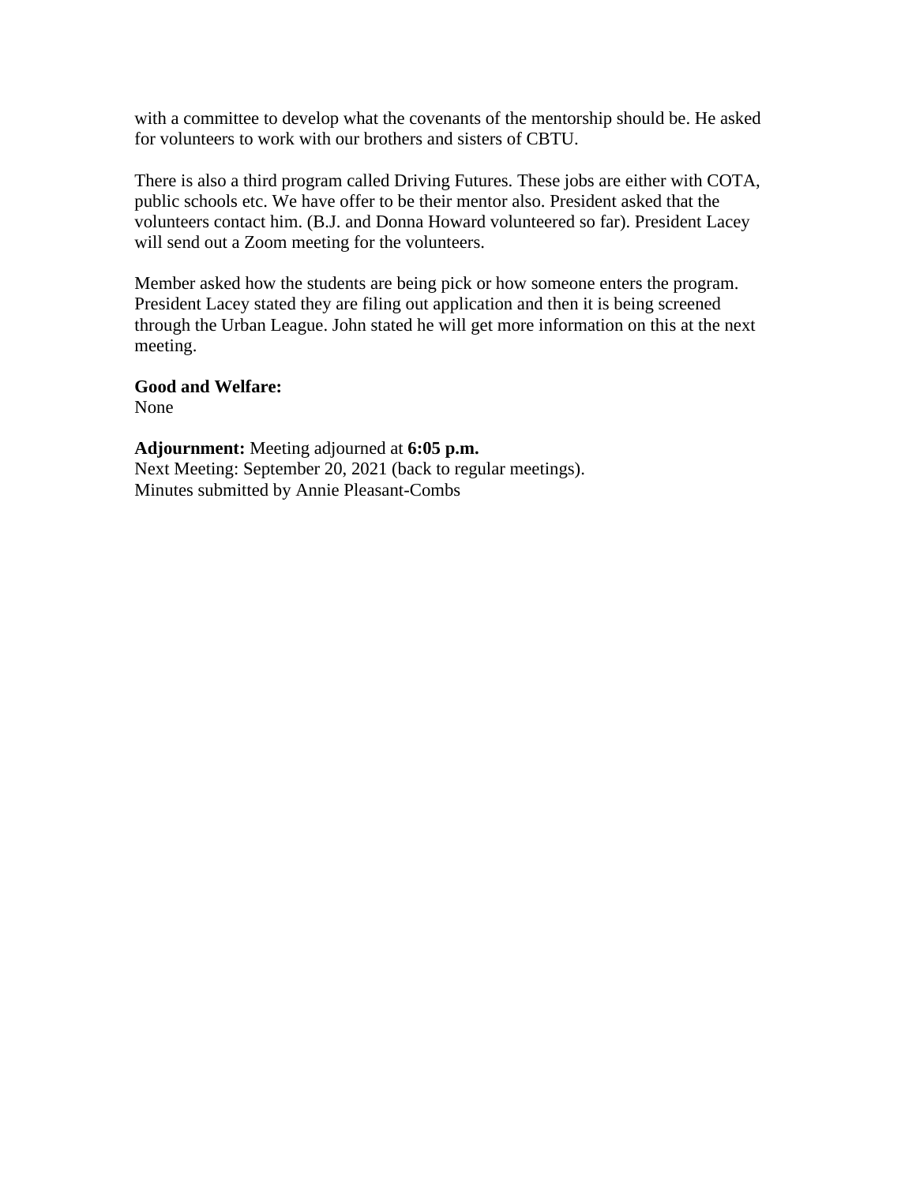with a committee to develop what the covenants of the mentorship should be. He asked for volunteers to work with our brothers and sisters of CBTU.

There is also a third program called Driving Futures. These jobs are either with COTA, public schools etc. We have offer to be their mentor also. President asked that the volunteers contact him. (B.J. and Donna Howard volunteered so far). President Lacey will send out a Zoom meeting for the volunteers.

Member asked how the students are being pick or how someone enters the program. President Lacey stated they are filing out application and then it is being screened through the Urban League. John stated he will get more information on this at the next meeting.

**Good and Welfare:**
None

**Adjournment:** Meeting adjourned at **6:05 p.m.**
Next Meeting: September 20, 2021 (back to regular meetings).
Minutes submitted by Annie Pleasant-Combs